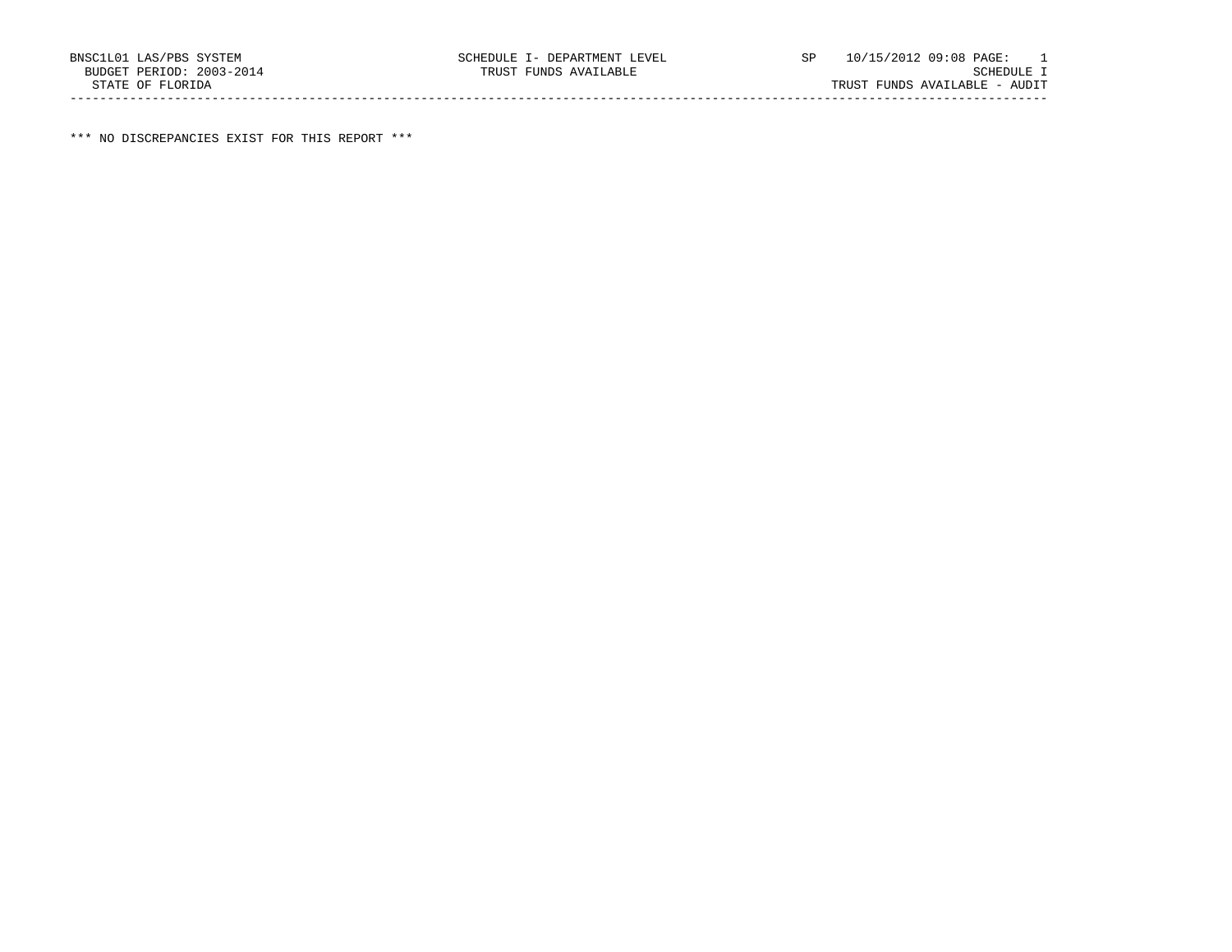BNSC1L01 LAS/PBS SYSTEM SCHEDULE I- DEPARTMENT LEVEL SP 10/15/2012 09:08 PAGE: 1
BUDGET PERIOD: 2003-2014 TRUST FUNDS AVAILABLE SCHEDULE I
STATE OF FLORIDA TRUST FUNDS AVAILABLE - AUDIT

*** NO DISCREPANCIES EXIST FOR THIS REPORT ***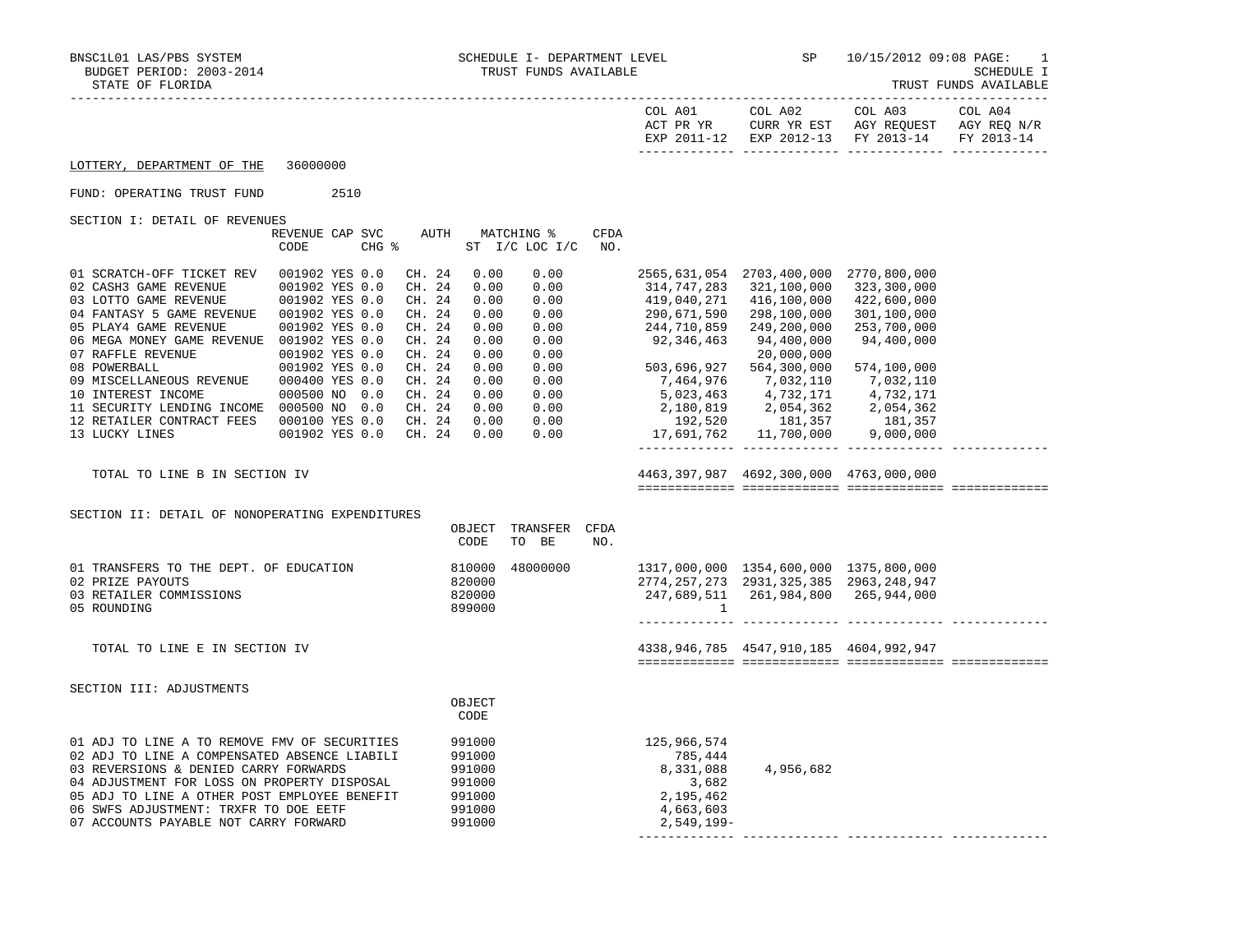BNSC1L01 LAS/PBS SYSTEM — SCHEDULE I- DEPARTMENT LEVEL — TRUST FUNDS AVAILABLE — SP 10/15/2012 09:08

BUDGET PERIOD: 2003-2014 — SCHEDULE I

STATE OF FLORIDA — TRUST FUNDS AVAILABLE

| | COL A01 ACT PR YR EXP 2011-12 | COL A02 CURR YR EST EXP 2012-13 | COL A03 AGY REQUEST FY 2013-14 | COL A04 AGY REQ N/R FY 2013-14 |
|---|---|---|---|---|

## LOTTERY, DEPARTMENT OF THE 36000000

FUND: OPERATING TRUST FUND 2510

### SECTION I: DETAIL OF REVENUES

| | REVENUE CODE | CAP | SVC CHG % | AUTH | MATCHING % ST I/C | LOC I/C | CFDA NO. | COL A01 | COL A02 | COL A03 | COL A04 |
|---|---|---|---|---|---|---|---|---|---|---|---|
| 01 SCRATCH-OFF TICKET REV | 001902 | YES | 0.0 | CH. 24 | 0.00 | 0.00 | | 2565,631,054 | 2703,400,000 | 2770,800,000 | |
| 02 CASH3 GAME REVENUE | 001902 | YES | 0.0 | CH. 24 | 0.00 | 0.00 | | 314,747,283 | 321,100,000 | 323,300,000 | |
| 03 LOTTO GAME REVENUE | 001902 | YES | 0.0 | CH. 24 | 0.00 | 0.00 | | 419,040,271 | 416,100,000 | 422,600,000 | |
| 04 FANTASY 5 GAME REVENUE | 001902 | YES | 0.0 | CH. 24 | 0.00 | 0.00 | | 290,671,590 | 298,100,000 | 301,100,000 | |
| 05 PLAY4 GAME REVENUE | 001902 | YES | 0.0 | CH. 24 | 0.00 | 0.00 | | 244,710,859 | 249,200,000 | 253,700,000 | |
| 06 MEGA MONEY GAME REVENUE | 001902 | YES | 0.0 | CH. 24 | 0.00 | 0.00 | | 92,346,463 | 94,400,000 | 94,400,000 | |
| 07 RAFFLE REVENUE | 001902 | YES | 0.0 | CH. 24 | 0.00 | 0.00 | | | 20,000,000 | | |
| 08 POWERBALL | 001902 | YES | 0.0 | CH. 24 | 0.00 | 0.00 | | 503,696,927 | 564,300,000 | 574,100,000 | |
| 09 MISCELLANEOUS REVENUE | 000400 | YES | 0.0 | CH. 24 | 0.00 | 0.00 | | 7,464,976 | 7,032,110 | 7,032,110 | |
| 10 INTEREST INCOME | 000500 | NO | 0.0 | CH. 24 | 0.00 | 0.00 | | 5,023,463 | 4,732,171 | 4,732,171 | |
| 11 SECURITY LENDING INCOME | 000500 | NO | 0.0 | CH. 24 | 0.00 | 0.00 | | 2,180,819 | 2,054,362 | 2,054,362 | |
| 12 RETAILER CONTRACT FEES | 000100 | YES | 0.0 | CH. 24 | 0.00 | 0.00 | | 192,520 | 181,357 | 181,357 | |
| 13 LUCKY LINES | 001902 | YES | 0.0 | CH. 24 | 0.00 | 0.00 | | 17,691,762 | 11,700,000 | 9,000,000 | |
| TOTAL TO LINE B IN SECTION IV | | | | | | | | 4463,397,987 | 4692,300,000 | 4763,000,000 | |

### SECTION II: DETAIL OF NONOPERATING EXPENDITURES

| | OBJECT CODE | TRANSFER TO BE | CFDA NO. | COL A01 | COL A02 | COL A03 | COL A04 |
|---|---|---|---|---|---|---|---|
| 01 TRANSFERS TO THE DEPT. OF EDUCATION | 810000 | 48000000 | | 1317,000,000 | 1354,600,000 | 1375,800,000 | |
| 02 PRIZE PAYOUTS | 820000 | | | 2774,257,273 | 2931,325,385 | 2963,248,947 | |
| 03 RETAILER COMMISSIONS | 820000 | | | 247,689,511 | 261,984,800 | 265,944,000 | |
| 05 ROUNDING | 899000 | | | 1 | | | |
| TOTAL TO LINE E IN SECTION IV | | | | 4338,946,785 | 4547,910,185 | 4604,992,947 | |

### SECTION III: ADJUSTMENTS

| | OBJECT CODE | COL A01 | COL A02 | COL A03 | COL A04 |
|---|---|---|---|---|---|
| 01 ADJ TO LINE A TO REMOVE FMV OF SECURITIES | 991000 | 125,966,574 | | | |
| 02 ADJ TO LINE A COMPENSATED ABSENCE LIABILI | 991000 | 785,444 | | | |
| 03 REVERSIONS & DENIED CARRY FORWARDS | 991000 | 8,331,088 | 4,956,682 | | |
| 04 ADJUSTMENT FOR LOSS ON PROPERTY DISPOSAL | 991000 | 3,682 | | | |
| 05 ADJ TO LINE A OTHER POST EMPLOYEE BENEFIT | 991000 | 2,195,462 | | | |
| 06 SWFS ADJUSTMENT: TRXFR TO DOE EETF | 991000 | 4,663,603 | | | |
| 07 ACCOUNTS PAYABLE NOT CARRY FORWARD | 991000 | 2,549,199- | | | |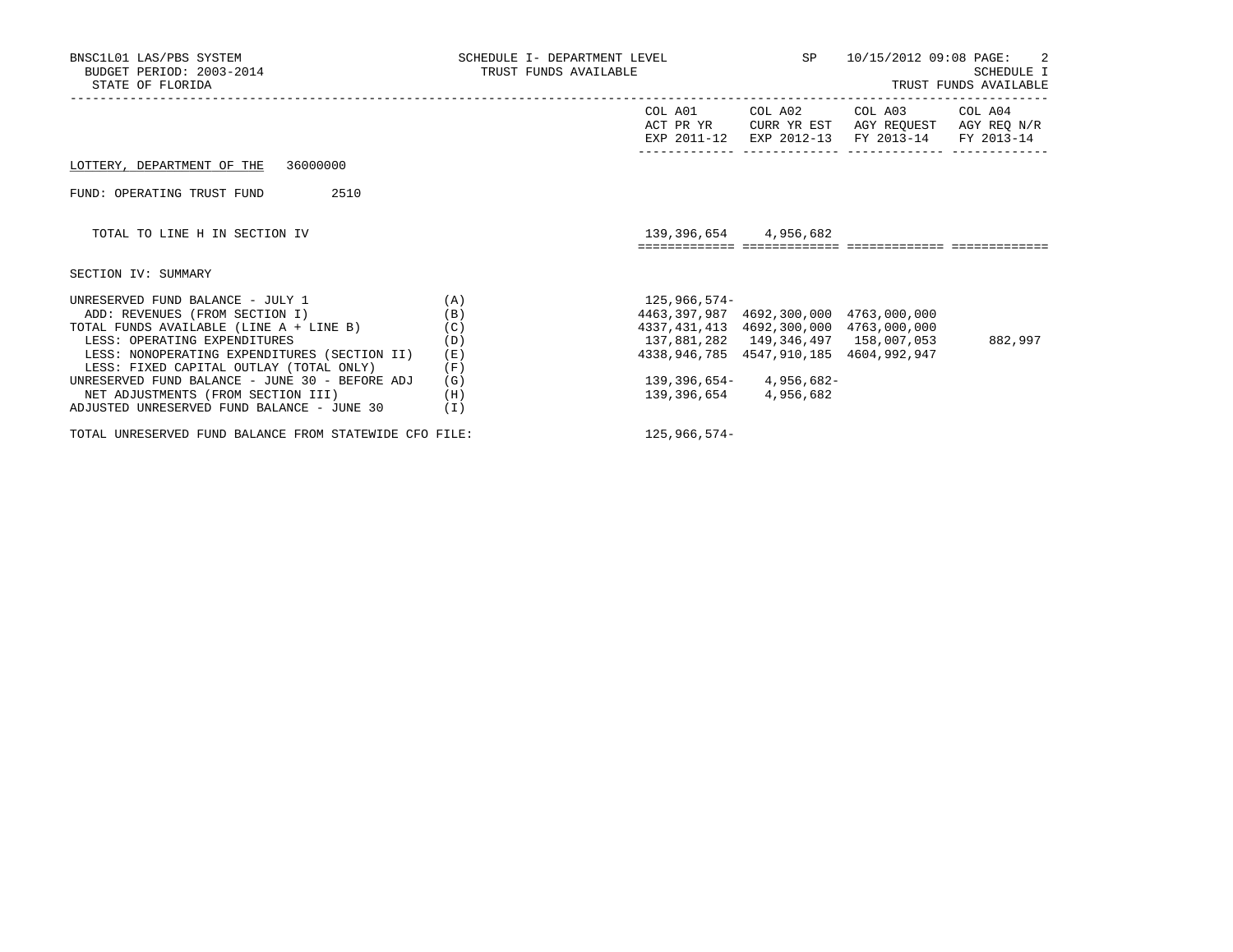BNSC1L01 LAS/PBS SYSTEM — SCHEDULE I- DEPARTMENT LEVEL — SP — 10/15/2012 09:08

BUDGET PERIOD: 2003-2014 — TRUST FUNDS AVAILABLE — SCHEDULE I

STATE OF FLORIDA — TRUST FUNDS AVAILABLE

| | | COL A01 ACT PR YR EXP 2011-12 | COL A02 CURR YR EST EXP 2012-13 | COL A03 AGY REQUEST FY 2013-14 | COL A04 AGY REQ N/R FY 2013-14 |
|---|---|---|---|---|---|
| LOTTERY, DEPARTMENT OF THE 36000000 | | | | | |
| FUND: OPERATING TRUST FUND 2510 | | | | | |
| TOTAL TO LINE H IN SECTION IV | | 139,396,654 | 4,956,682 | | |
| SECTION IV: SUMMARY | | | | | |
| UNRESERVED FUND BALANCE - JULY 1 | (A) | 125,966,574- | | | |
| ADD: REVENUES (FROM SECTION I) | (B) | 4463,397,987 | 4692,300,000 | 4763,000,000 | |
| TOTAL FUNDS AVAILABLE (LINE A + LINE B) | (C) | 4337,431,413 | 4692,300,000 | 4763,000,000 | |
| LESS: OPERATING EXPENDITURES | (D) | 137,881,282 | 149,346,497 | 158,007,053 | 882,997 |
| LESS: NONOPERATING EXPENDITURES (SECTION II) | (E) | 4338,946,785 | 4547,910,185 | 4604,992,947 | |
| LESS: FIXED CAPITAL OUTLAY (TOTAL ONLY) | (F) | | | | |
| UNRESERVED FUND BALANCE - JUNE 30 - BEFORE ADJ | (G) | 139,396,654- | 4,956,682- | | |
| NET ADJUSTMENTS (FROM SECTION III) | (H) | 139,396,654 | 4,956,682 | | |
| ADJUSTED UNRESERVED FUND BALANCE - JUNE 30 | (I) | | | | |
| TOTAL UNRESERVED FUND BALANCE FROM STATEWIDE CFO FILE: | | 125,966,574- | | | |